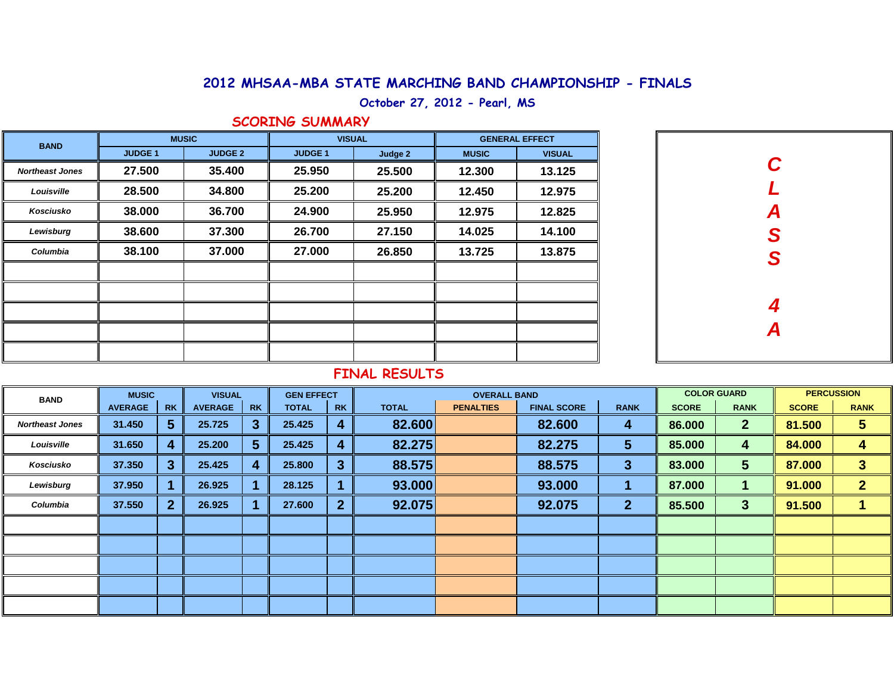# 2012 MHSAA-MBA STATE MARCHING BAND CHAMPIONSHIP - FINALS

October 27, 2012 - Pearl, MS

## SCORING SUMMARY

**CLASS 4A**

| BAND | MUSIC | | VISUAL | | GENERAL EFFECT | |
|---|---|---|---|---|---|---|
| | JUDGE 1 | JUDGE 2 | JUDGE 1 | Judge 2 | MUSIC | VISUAL |
| *Northeast Jones* | 27.500 | 35.400 | 25.950 | 25.500 | 12.300 | 13.125 |
| *Louisville* | 28.500 | 34.800 | 25.200 | 25.200 | 12.450 | 12.975 |
| *Kosciusko* | 38.000 | 36.700 | 24.900 | 25.950 | 12.975 | 12.825 |
| *Lewisburg* | 38.600 | 37.300 | 26.700 | 27.150 | 14.025 | 14.100 |
| *Columbia* | 38.100 | 37.000 | 27.000 | 26.850 | 13.725 | 13.875 |

## FINAL RESULTS

| BAND | MUSIC | | VISUAL | | GEN EFFECT | | OVERALL BAND | | | | COLOR GUARD | | PERCUSSION | |
|---|---|---|---|---|---|---|---|---|---|---|---|---|---|---|
| | AVERAGE | RK | AVERAGE | RK | TOTAL | RK | TOTAL | PENALTIES | FINAL SCORE | RANK | SCORE | RANK | SCORE | RANK |
| *Northeast Jones* | 31.450 | 5 | 25.725 | 3 | 25.425 | 4 | 82.600 | | 82.600 | 4 | 86.000 | 2 | 81.500 | 5 |
| *Louisville* | 31.650 | 4 | 25.200 | 5 | 25.425 | 4 | 82.275 | | 82.275 | 5 | 85.000 | 4 | 84.000 | 4 |
| *Kosciusko* | 37.350 | 3 | 25.425 | 4 | 25.800 | 3 | 88.575 | | 88.575 | 3 | 83.000 | 5 | 87.000 | 3 |
| *Lewisburg* | 37.950 | 1 | 26.925 | 1 | 28.125 | 1 | 93.000 | | 93.000 | 1 | 87.000 | 1 | 91.000 | 2 |
| *Columbia* | 37.550 | 2 | 26.925 | 1 | 27.600 | 2 | 92.075 | | 92.075 | 2 | 85.500 | 3 | 91.500 | 1 |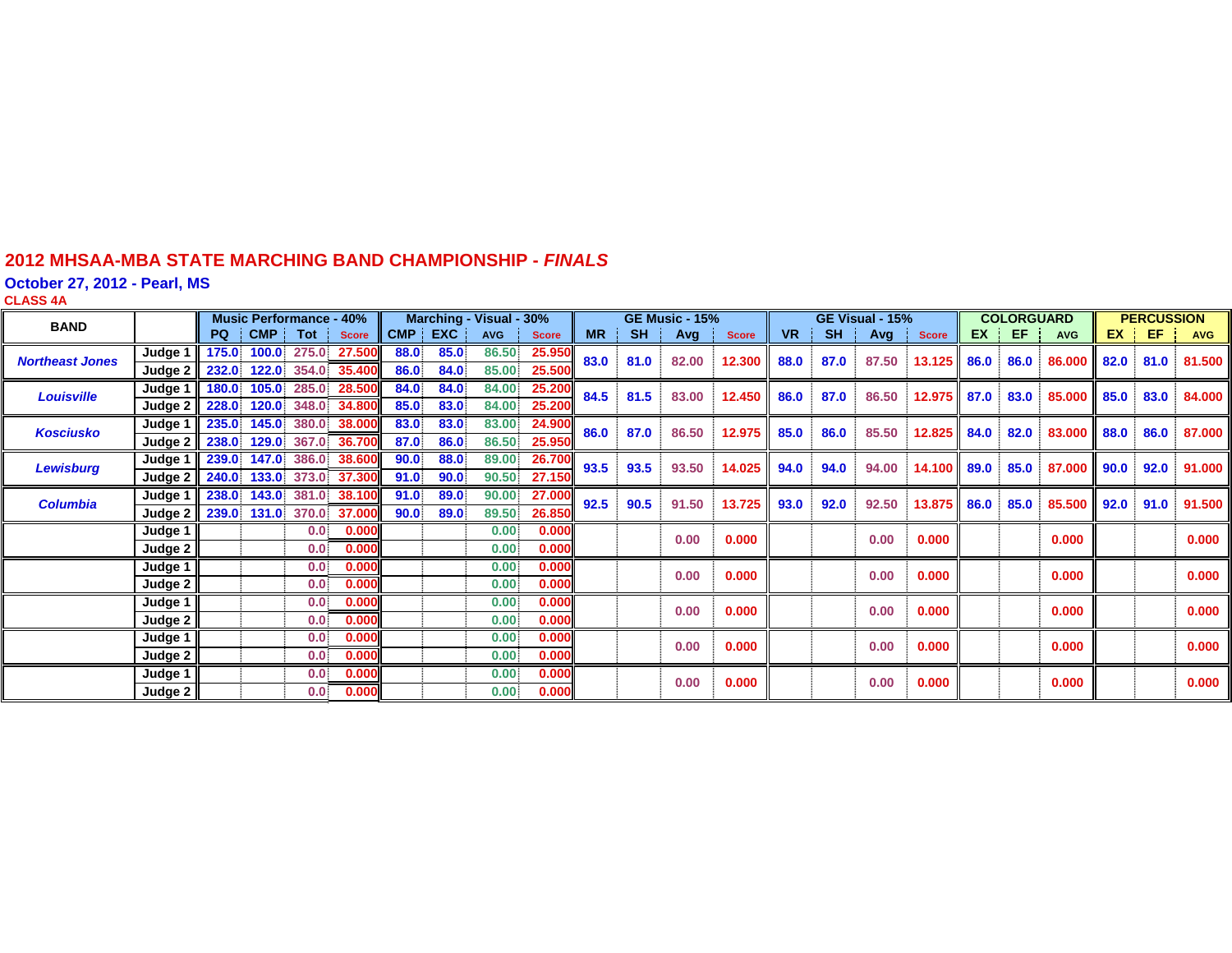# 2012 MHSAA-MBA STATE MARCHING BAND CHAMPIONSHIP - *FINALS*

## October 27, 2012 - Pearl, MS

### CLASS 4A

| BAND | | Music Performance - 40% | | | | Marching - Visual - 30% | | | | GE Music - 15% | | | | GE Visual - 15% | | | | COLORGUARD | | | PERCUSSION | | |
|---|---|---|---|---|---|---|---|---|---|---|---|---|---|---|---|---|---|---|---|---|---|---|---|
| | | PQ | CMP | Tot | Score | CMP | EXC | AVG | Score | MR | SH | Avg | Score | VR | SH | Avg | Score | EX | EF | AVG | EX | EF | AVG |
| Northeast Jones | Judge 1 | 175.0 | 100.0 | 275.0 | 27.500 | 88.0 | 85.0 | 86.50 | 25.950 | 83.0 | 81.0 | 82.00 | 12.300 | 88.0 | 87.0 | 87.50 | 13.125 | 86.0 | 86.0 | 86.000 | 82.0 | 81.0 | 81.500 |
| | Judge 2 | 232.0 | 122.0 | 354.0 | 35.400 | 86.0 | 84.0 | 85.00 | 25.500 | | | | | | | | | | | | | | |
| Louisville | Judge 1 | 180.0 | 105.0 | 285.0 | 28.500 | 84.0 | 84.0 | 84.00 | 25.200 | 84.5 | 81.5 | 83.00 | 12.450 | 86.0 | 87.0 | 86.50 | 12.975 | 87.0 | 83.0 | 85.000 | 85.0 | 83.0 | 84.000 |
| | Judge 2 | 228.0 | 120.0 | 348.0 | 34.800 | 85.0 | 83.0 | 84.00 | 25.200 | | | | | | | | | | | | | | |
| Kosciusko | Judge 1 | 235.0 | 145.0 | 380.0 | 38.000 | 83.0 | 83.0 | 83.00 | 24.900 | 86.0 | 87.0 | 86.50 | 12.975 | 85.0 | 86.0 | 85.50 | 12.825 | 84.0 | 82.0 | 83.000 | 88.0 | 86.0 | 87.000 |
| | Judge 2 | 238.0 | 129.0 | 367.0 | 36.700 | 87.0 | 86.0 | 86.50 | 25.950 | | | | | | | | | | | | | | |
| Lewisburg | Judge 1 | 239.0 | 147.0 | 386.0 | 38.600 | 90.0 | 88.0 | 89.00 | 26.700 | 93.5 | 93.5 | 93.50 | 14.025 | 94.0 | 94.0 | 94.00 | 14.100 | 89.0 | 85.0 | 87.000 | 90.0 | 92.0 | 91.000 |
| | Judge 2 | 240.0 | 133.0 | 373.0 | 37.300 | 91.0 | 90.0 | 90.50 | 27.150 | | | | | | | | | | | | | | |
| Columbia | Judge 1 | 238.0 | 143.0 | 381.0 | 38.100 | 91.0 | 89.0 | 90.00 | 27.000 | 92.5 | 90.5 | 91.50 | 13.725 | 93.0 | 92.0 | 92.50 | 13.875 | 86.0 | 85.0 | 85.500 | 92.0 | 91.0 | 91.500 |
| | Judge 2 | 239.0 | 131.0 | 370.0 | 37.000 | 90.0 | 89.0 | 89.50 | 26.850 | | | | | | | | | | | | | | |
| | Judge 1 | | | 0.0 | 0.000 | | | 0.00 | 0.000 | | | 0.00 | 0.000 | | | 0.00 | 0.000 | | | 0.000 | | | 0.000 |
| | Judge 2 | | | 0.0 | 0.000 | | | 0.00 | 0.000 | | | | | | | | | | | | | | |
| | Judge 1 | | | 0.0 | 0.000 | | | 0.00 | 0.000 | | | 0.00 | 0.000 | | | 0.00 | 0.000 | | | 0.000 | | | 0.000 |
| | Judge 2 | | | 0.0 | 0.000 | | | 0.00 | 0.000 | | | | | | | | | | | | | | |
| | Judge 1 | | | 0.0 | 0.000 | | | 0.00 | 0.000 | | | 0.00 | 0.000 | | | 0.00 | 0.000 | | | 0.000 | | | 0.000 |
| | Judge 2 | | | 0.0 | 0.000 | | | 0.00 | 0.000 | | | | | | | | | | | | | | |
| | Judge 1 | | | 0.0 | 0.000 | | | 0.00 | 0.000 | | | 0.00 | 0.000 | | | 0.00 | 0.000 | | | 0.000 | | | 0.000 |
| | Judge 2 | | | 0.0 | 0.000 | | | 0.00 | 0.000 | | | | | | | | | | | | | | |
| | Judge 1 | | | 0.0 | 0.000 | | | 0.00 | 0.000 | | | 0.00 | 0.000 | | | 0.00 | 0.000 | | | 0.000 | | | 0.000 |
| | Judge 2 | | | 0.0 | 0.000 | | | 0.00 | 0.000 | | | | | | | | | | | | | | |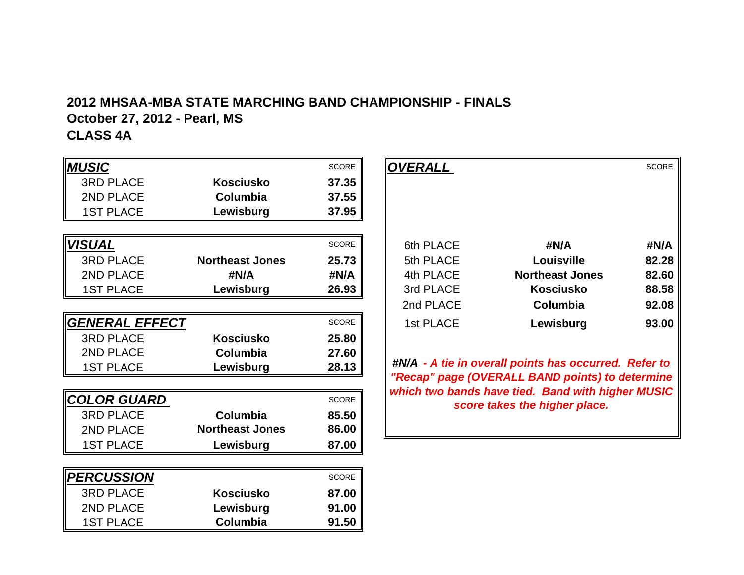**2012 MHSAA-MBA STATE MARCHING BAND CHAMPIONSHIP - FINALS**
**October 27, 2012 - Pearl, MS**
**CLASS 4A**

| ***MUSIC*** | | SCORE |
|---|---|---|
| 3RD PLACE | **Kosciusko** | **37.35** |
| 2ND PLACE | **Columbia** | **37.55** |
| 1ST PLACE | **Lewisburg** | **37.95** |

| ***VISUAL*** | | SCORE |
|---|---|---|
| 3RD PLACE | **Northeast Jones** | **25.73** |
| 2ND PLACE | **#N/A** | **#N/A** |
| 1ST PLACE | **Lewisburg** | **26.93** |

| ***GENERAL EFFECT*** | | SCORE |
|---|---|---|
| 3RD PLACE | **Kosciusko** | **25.80** |
| 2ND PLACE | **Columbia** | **27.60** |
| 1ST PLACE | **Lewisburg** | **28.13** |

| ***COLOR GUARD*** | | SCORE |
|---|---|---|
| 3RD PLACE | **Columbia** | **85.50** |
| 2ND PLACE | **Northeast Jones** | **86.00** |
| 1ST PLACE | **Lewisburg** | **87.00** |

| ***PERCUSSION*** | | SCORE |
|---|---|---|
| 3RD PLACE | **Kosciusko** | **87.00** |
| 2ND PLACE | **Lewisburg** | **91.00** |
| 1ST PLACE | **Columbia** | **91.50** |

| ***OVERALL*** | | SCORE |
|---|---|---|
| 6th PLACE | **#N/A** | **#N/A** |
| 5th PLACE | **Louisville** | **82.28** |
| 4th PLACE | **Northeast Jones** | **82.60** |
| 3rd PLACE | **Kosciusko** | **88.58** |
| 2nd PLACE | **Columbia** | **92.08** |
| 1st PLACE | **Lewisburg** | **93.00** |

***#N/A - A tie in overall points has occurred. Refer to "Recap" page (OVERALL BAND points) to determine which two bands have tied. Band with higher MUSIC score takes the higher place.***